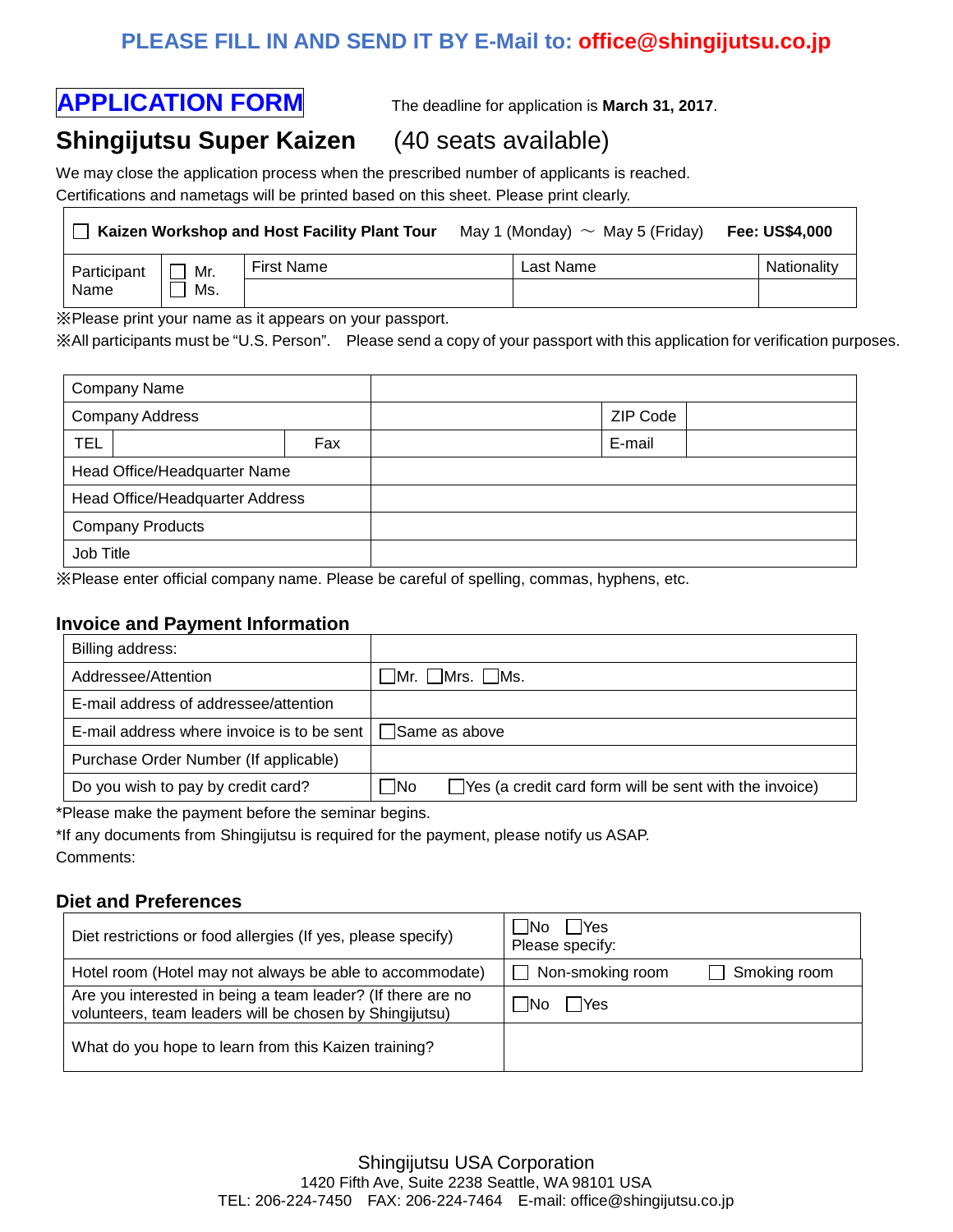**PLEASE FILL IN AND SEND IT BY E-Mail to: office@shingijutsu.co.jp**

# APPLICATION FORM

The deadline for application is **March 31, 2017**.

## Shingijutsu Super Kaizen (40 seats available)

We may close the application process when the prescribed number of applicants is reached.
Certifications and nametags will be printed based on this sheet. Please print clearly.

| ☐ **Kaizen Workshop and Host Facility Plant Tour** May 1 (Monday) ～ May 5 (Friday) **Fee: US$4,000** | | | | |
|---|---|---|---|---|
| Participant Name | ☐ Mr. ☐ Ms. | First Name | Last Name | Nationality |
| | | | | |

※Please print your name as it appears on your passport.
※All participants must be "U.S. Person". Please send a copy of your passport with this application for verification purposes.

| | | | | | |
|---|---|---|---|---|---|
| Company Name | | | | | |
| Company Address | | | | ZIP Code | |
| TEL | | Fax | | E-mail | |
| Head Office/Headquarter Name | | | | | |
| Head Office/Headquarter Address | | | | | |
| Company Products | | | | | |
| Job Title | | | | | |

※Please enter official company name. Please be careful of spelling, commas, hyphens, etc.

### Invoice and Payment Information

| | |
|---|---|
| Billing address: | |
| Addressee/Attention | ☐Mr. ☐Mrs. ☐Ms. |
| E-mail address of addressee/attention | |
| E-mail address where invoice is to be sent | ☐Same as above |
| Purchase Order Number (If applicable) | |
| Do you wish to pay by credit card? | ☐No ☐Yes (a credit card form will be sent with the invoice) |

*Please make the payment before the seminar begins.
*If any documents from Shingijutsu is required for the payment, please notify us ASAP.
Comments:

### Diet and Preferences

| | |
|---|---|
| Diet restrictions or food allergies (If yes, please specify) | ☐No ☐Yes<br>Please specify: |
| Hotel room (Hotel may not always be able to accommodate) | ☐ Non-smoking room ☐ Smoking room |
| Are you interested in being a team leader? (If there are no volunteers, team leaders will be chosen by Shingijutsu) | ☐No ☐Yes |
| What do you hope to learn from this Kaizen training? | |

Shingijutsu USA Corporation
1420 Fifth Ave, Suite 2238 Seattle, WA 98101 USA
TEL: 206-224-7450 FAX: 206-224-7464 E-mail: office@shingijutsu.co.jp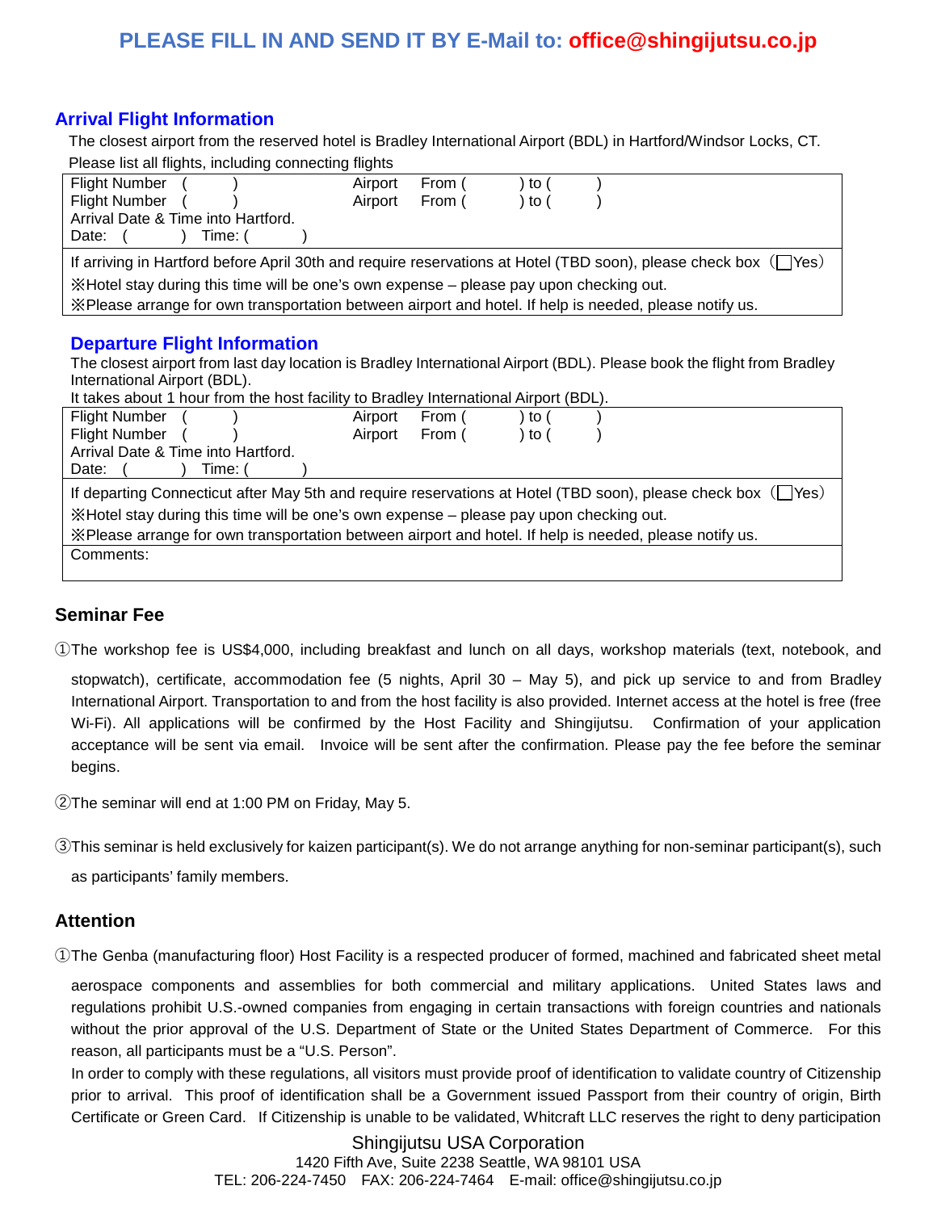**PLEASE FILL IN AND SEND IT BY E-Mail to: office@shingijutsu.co.jp**

## Arrival Flight Information

The closest airport from the reserved hotel is Bradley International Airport (BDL) in Hartford/Windsor Locks, CT.

Please list all flights, including connecting flights

| | |
|---|---|
| Flight Number ( ) | Airport From ( ) to ( ) |
| Flight Number ( ) | Airport From ( ) to ( ) |
| Arrival Date & Time into Hartford.<br>Date: ( ) Time: ( ) | |
| If arriving in Hartford before April 30th and require reservations at Hotel (TBD soon), please check box（☐Yes）<br>※Hotel stay during this time will be one's own expense – please pay upon checking out.<br>※Please arrange for own transportation between airport and hotel. If help is needed, please notify us. | |

## Departure Flight Information

The closest airport from last day location is Bradley International Airport (BDL). Please book the flight from Bradley International Airport (BDL).

It takes about 1 hour from the host facility to Bradley International Airport (BDL).

| | |
|---|---|
| Flight Number ( ) | Airport From ( ) to ( ) |
| Flight Number ( ) | Airport From ( ) to ( ) |
| Arrival Date & Time into Hartford.<br>Date: ( ) Time: ( ) | |
| If departing Connecticut after May 5th and require reservations at Hotel (TBD soon), please check box（☐Yes）<br>※Hotel stay during this time will be one's own expense – please pay upon checking out.<br>※Please arrange for own transportation between airport and hotel. If help is needed, please notify us. | |
| Comments: | |

## Seminar Fee

①The workshop fee is US$4,000, including breakfast and lunch on all days, workshop materials (text, notebook, and stopwatch), certificate, accommodation fee (5 nights, April 30 – May 5), and pick up service to and from Bradley International Airport. Transportation to and from the host facility is also provided. Internet access at the hotel is free (free Wi-Fi). All applications will be confirmed by the Host Facility and Shingijutsu. Confirmation of your application acceptance will be sent via email. Invoice will be sent after the confirmation. Please pay the fee before the seminar begins.

②The seminar will end at 1:00 PM on Friday, May 5.

③This seminar is held exclusively for kaizen participant(s). We do not arrange anything for non-seminar participant(s), such as participants' family members.

## Attention

①The Genba (manufacturing floor) Host Facility is a respected producer of formed, machined and fabricated sheet metal aerospace components and assemblies for both commercial and military applications. United States laws and regulations prohibit U.S.-owned companies from engaging in certain transactions with foreign countries and nationals without the prior approval of the U.S. Department of State or the United States Department of Commerce. For this reason, all participants must be a "U.S. Person".

In order to comply with these regulations, all visitors must provide proof of identification to validate country of Citizenship prior to arrival. This proof of identification shall be a Government issued Passport from their country of origin, Birth Certificate or Green Card. If Citizenship is unable to be validated, Whitcraft LLC reserves the right to deny participation

Shingijutsu USA Corporation
1420 Fifth Ave, Suite 2238 Seattle, WA 98101 USA
TEL: 206-224-7450 FAX: 206-224-7464 E-mail: office@shingijutsu.co.jp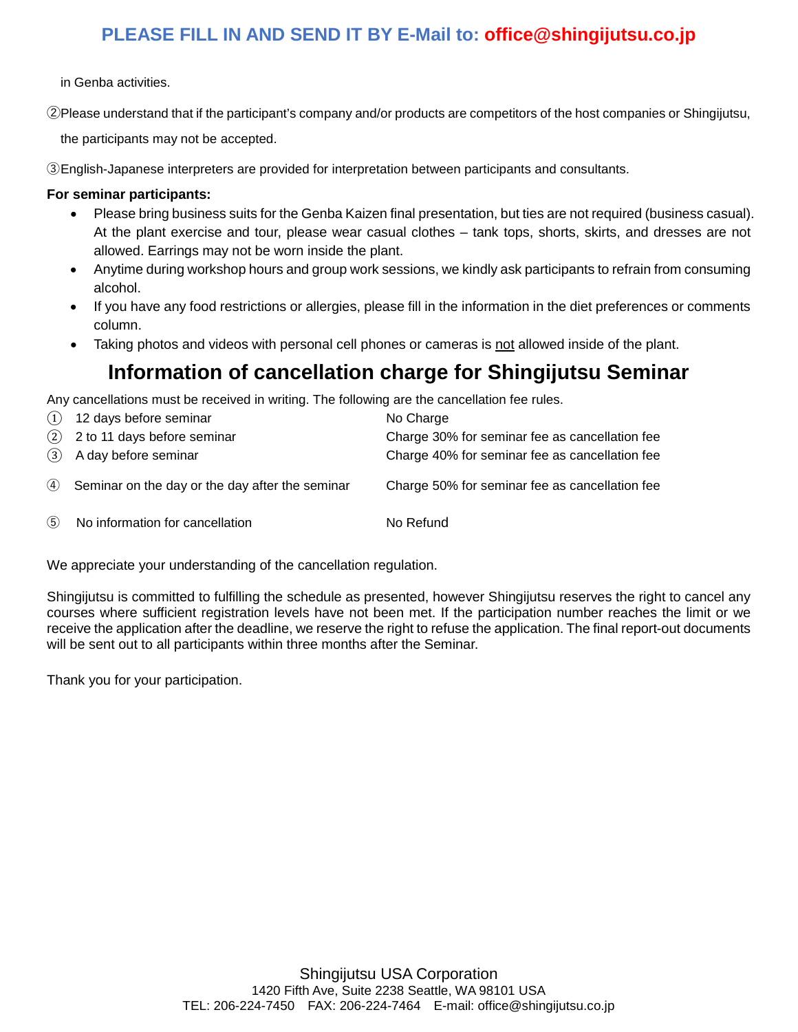**PLEASE FILL IN AND SEND IT BY E-Mail to: office@shingijutsu.co.jp**

in Genba activities.

②Please understand that if the participant's company and/or products are competitors of the host companies or Shingijutsu, the participants may not be accepted.

③English-Japanese interpreters are provided for interpretation between participants and consultants.

**For seminar participants:**

- Please bring business suits for the Genba Kaizen final presentation, but ties are not required (business casual). At the plant exercise and tour, please wear casual clothes – tank tops, shorts, skirts, and dresses are not allowed. Earrings may not be worn inside the plant.
- Anytime during workshop hours and group work sessions, we kindly ask participants to refrain from consuming alcohol.
- If you have any food restrictions or allergies, please fill in the information in the diet preferences or comments column.
- Taking photos and videos with personal cell phones or cameras is <u>not</u> allowed inside of the plant.

## Information of cancellation charge for Shingijutsu Seminar

Any cancellations must be received in writing. The following are the cancellation fee rules.

| | |
|---|---|
| ① 12 days before seminar | No Charge |
| ② 2 to 11 days before seminar | Charge 30% for seminar fee as cancellation fee |
| ③ A day before seminar | Charge 40% for seminar fee as cancellation fee |
| ④ Seminar on the day or the day after the seminar | Charge 50% for seminar fee as cancellation fee |
| ⑤ No information for cancellation | No Refund |

We appreciate your understanding of the cancellation regulation.

Shingijutsu is committed to fulfilling the schedule as presented, however Shingijutsu reserves the right to cancel any courses where sufficient registration levels have not been met. If the participation number reaches the limit or we receive the application after the deadline, we reserve the right to refuse the application. The final report-out documents will be sent out to all participants within three months after the Seminar.

Thank you for your participation.

Shingijutsu USA Corporation
1420 Fifth Ave, Suite 2238 Seattle, WA 98101 USA
TEL: 206-224-7450 FAX: 206-224-7464 E-mail: office@shingijutsu.co.jp